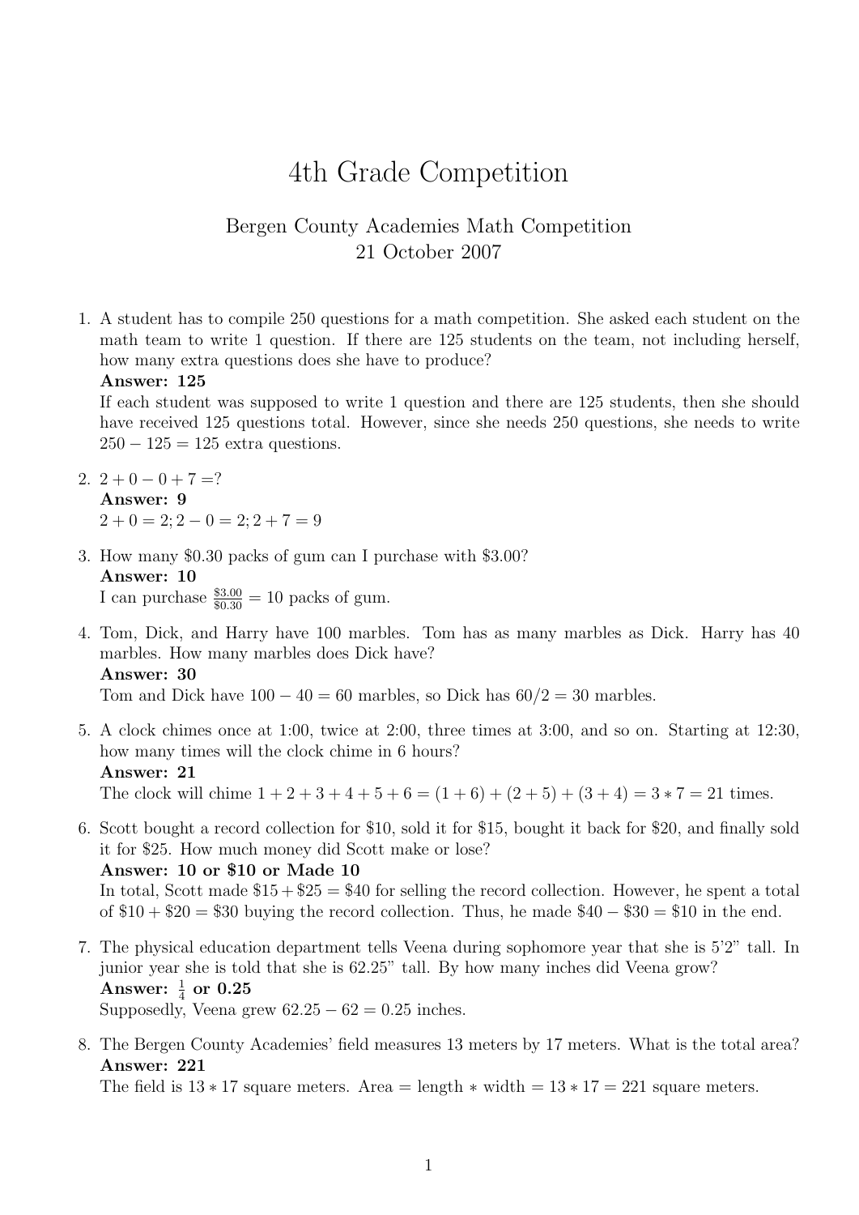# 4th Grade Competition

Bergen County Academies Math Competition
21 October 2007

1. A student has to compile 250 questions for a math competition. She asked each student on the math team to write 1 question. If there are 125 students on the team, not including herself, how many extra questions does she have to produce?
   **Answer: 125**
   If each student was supposed to write 1 question and there are 125 students, then she should have received 125 questions total. However, since she needs 250 questions, she needs to write $250 - 125 = 125$ extra questions.

2. $2 + 0 - 0 + 7 = ?$
   **Answer: 9**
   $2 + 0 = 2; 2 - 0 = 2; 2 + 7 = 9$

3. How many $0.30 packs of gum can I purchase with $3.00?
   **Answer: 10**
   I can purchase $\frac{\$3.00}{\$0.30} = 10$ packs of gum.

4. Tom, Dick, and Harry have 100 marbles. Tom has as many marbles as Dick. Harry has 40 marbles. How many marbles does Dick have?
   **Answer: 30**
   Tom and Dick have $100 - 40 = 60$ marbles, so Dick has $60/2 = 30$ marbles.

5. A clock chimes once at 1:00, twice at 2:00, three times at 3:00, and so on. Starting at 12:30, how many times will the clock chime in 6 hours?
   **Answer: 21**
   The clock will chime $1 + 2 + 3 + 4 + 5 + 6 = (1 + 6) + (2 + 5) + (3 + 4) = 3 * 7 = 21$ times.

6. Scott bought a record collection for $10, sold it for $15, bought it back for $20, and finally sold it for $25. How much money did Scott make or lose?
   **Answer: 10 or $10 or Made 10**
   In total, Scott made $\$15 + \$25 = \$40$ for selling the record collection. However, he spent a total of $\$10 + \$20 = \$30$ buying the record collection. Thus, he made $\$40 - \$30 = \$10$ in the end.

7. The physical education department tells Veena during sophomore year that she is 5'2" tall. In junior year she is told that she is 62.25" tall. By how many inches did Veena grow?
   **Answer: $\frac{1}{4}$ or 0.25**
   Supposedly, Veena grew $62.25 - 62 = 0.25$ inches.

8. The Bergen County Academies' field measures 13 meters by 17 meters. What is the total area?
   **Answer: 221**
   The field is $13 * 17$ square meters. Area = length $*$ width $= 13 * 17 = 221$ square meters.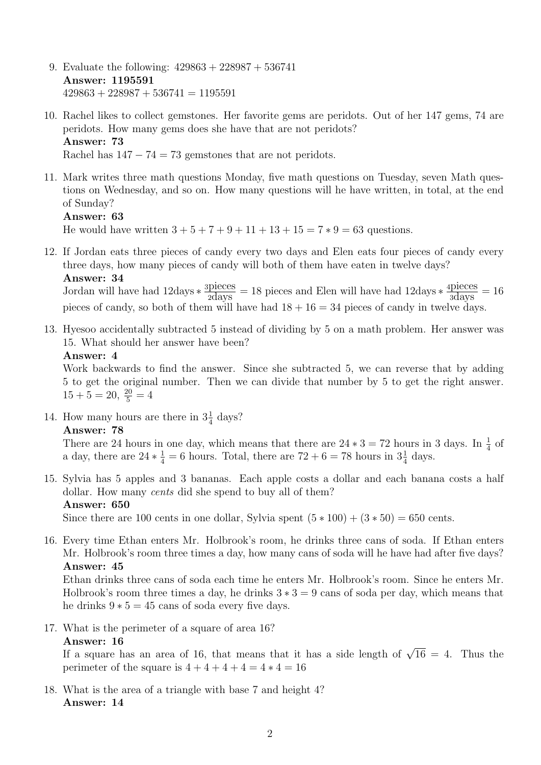9. Evaluate the following: $429863 + 228987 + 536741$
   **Answer: 1195591**
   $429863 + 228987 + 536741 = 1195591$

10. Rachel likes to collect gemstones. Her favorite gems are peridots. Out of her 147 gems, 74 are peridots. How many gems does she have that are not peridots?
    **Answer: 73**
    Rachel has $147 - 74 = 73$ gemstones that are not peridots.

11. Mark writes three math questions Monday, five math questions on Tuesday, seven Math questions on Wednesday, and so on. How many questions will he have written, in total, at the end of Sunday?
    **Answer: 63**
    He would have written $3 + 5 + 7 + 9 + 11 + 13 + 15 = 7 * 9 = 63$ questions.

12. If Jordan eats three pieces of candy every two days and Elen eats four pieces of candy every three days, how many pieces of candy will both of them have eaten in twelve days?
    **Answer: 34**
    Jordan will have had $12\text{days} * \frac{3\text{pieces}}{2\text{days}} = 18$ pieces and Elen will have had $12\text{days} * \frac{4\text{pieces}}{3\text{days}} = 16$ pieces of candy, so both of them will have had $18 + 16 = 34$ pieces of candy in twelve days.

13. Hyesoo accidentally subtracted 5 instead of dividing by 5 on a math problem. Her answer was 15. What should her answer have been?
    **Answer: 4**
    Work backwards to find the answer. Since she subtracted 5, we can reverse that by adding 5 to get the original number. Then we can divide that number by 5 to get the right answer. $15 + 5 = 20$, $\frac{20}{5} = 4$

14. How many hours are there in $3\frac{1}{4}$ days?
    **Answer: 78**
    There are 24 hours in one day, which means that there are $24 * 3 = 72$ hours in 3 days. In $\frac{1}{4}$ of a day, there are $24 * \frac{1}{4} = 6$ hours. Total, there are $72 + 6 = 78$ hours in $3\frac{1}{4}$ days.

15. Sylvia has 5 apples and 3 bananas. Each apple costs a dollar and each banana costs a half dollar. How many *cents* did she spend to buy all of them?
    **Answer: 650**
    Since there are 100 cents in one dollar, Sylvia spent $(5 * 100) + (3 * 50) = 650$ cents.

16. Every time Ethan enters Mr. Holbrook's room, he drinks three cans of soda. If Ethan enters Mr. Holbrook's room three times a day, how many cans of soda will he have had after five days?
    **Answer: 45**
    Ethan drinks three cans of soda each time he enters Mr. Holbrook's room. Since he enters Mr. Holbrook's room three times a day, he drinks $3 * 3 = 9$ cans of soda per day, which means that he drinks $9 * 5 = 45$ cans of soda every five days.

17. What is the perimeter of a square of area 16?
    **Answer: 16**
    If a square has an area of 16, that means that it has a side length of $\sqrt{16} = 4$. Thus the perimeter of the square is $4 + 4 + 4 + 4 = 4 * 4 = 16$

18. What is the area of a triangle with base 7 and height 4?
    **Answer: 14**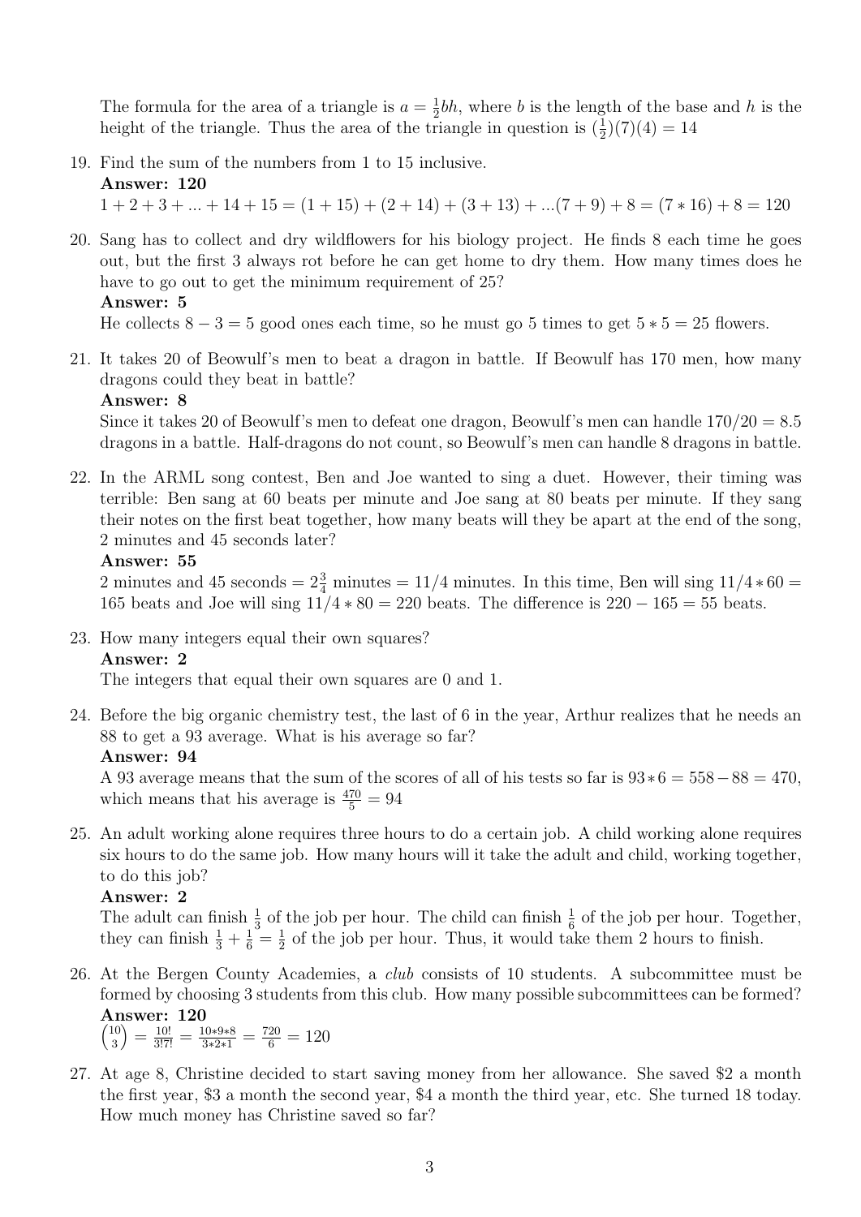The formula for the area of a triangle is $a = \frac{1}{2}bh$, where $b$ is the length of the base and $h$ is the height of the triangle. Thus the area of the triangle in question is $(\frac{1}{2})(7)(4) = 14$

19. Find the sum of the numbers from 1 to 15 inclusive.

    **Answer: 120**

    $1 + 2 + 3 + ... + 14 + 15 = (1 + 15) + (2 + 14) + (3 + 13) + ...(7 + 9) + 8 = (7 * 16) + 8 = 120$

20. Sang has to collect and dry wildflowers for his biology project. He finds 8 each time he goes out, but the first 3 always rot before he can get home to dry them. How many times does he have to go out to get the minimum requirement of 25?

    **Answer: 5**

    He collects $8 - 3 = 5$ good ones each time, so he must go 5 times to get $5 * 5 = 25$ flowers.

21. It takes 20 of Beowulf's men to beat a dragon in battle. If Beowulf has 170 men, how many dragons could they beat in battle?

    **Answer: 8**

    Since it takes 20 of Beowulf's men to defeat one dragon, Beowulf's men can handle $170/20 = 8.5$ dragons in a battle. Half-dragons do not count, so Beowulf's men can handle 8 dragons in battle.

22. In the ARML song contest, Ben and Joe wanted to sing a duet. However, their timing was terrible: Ben sang at 60 beats per minute and Joe sang at 80 beats per minute. If they sang their notes on the first beat together, how many beats will they be apart at the end of the song, 2 minutes and 45 seconds later?

    **Answer: 55**

    2 minutes and 45 seconds $= 2\frac{3}{4}$ minutes $= 11/4$ minutes. In this time, Ben will sing $11/4 * 60 = 165$ beats and Joe will sing $11/4 * 80 = 220$ beats. The difference is $220 - 165 = 55$ beats.

23. How many integers equal their own squares?

    **Answer: 2**

    The integers that equal their own squares are 0 and 1.

24. Before the big organic chemistry test, the last of 6 in the year, Arthur realizes that he needs an 88 to get a 93 average. What is his average so far?

    **Answer: 94**

    A 93 average means that the sum of the scores of all of his tests so far is $93 * 6 = 558 - 88 = 470$, which means that his average is $\frac{470}{5} = 94$

25. An adult working alone requires three hours to do a certain job. A child working alone requires six hours to do the same job. How many hours will it take the adult and child, working together, to do this job?

    **Answer: 2**

    The adult can finish $\frac{1}{3}$ of the job per hour. The child can finish $\frac{1}{6}$ of the job per hour. Together, they can finish $\frac{1}{3} + \frac{1}{6} = \frac{1}{2}$ of the job per hour. Thus, it would take them 2 hours to finish.

26. At the Bergen County Academies, a *club* consists of 10 students. A subcommittee must be formed by choosing 3 students from this club. How many possible subcommittees can be formed?

    **Answer: 120**

    $\binom{10}{3} = \frac{10!}{3!7!} = \frac{10*9*8}{3*2*1} = \frac{720}{6} = 120$

27. At age 8, Christine decided to start saving money from her allowance. She saved \$2 a month the first year, \$3 a month the second year, \$4 a month the third year, etc. She turned 18 today. How much money has Christine saved so far?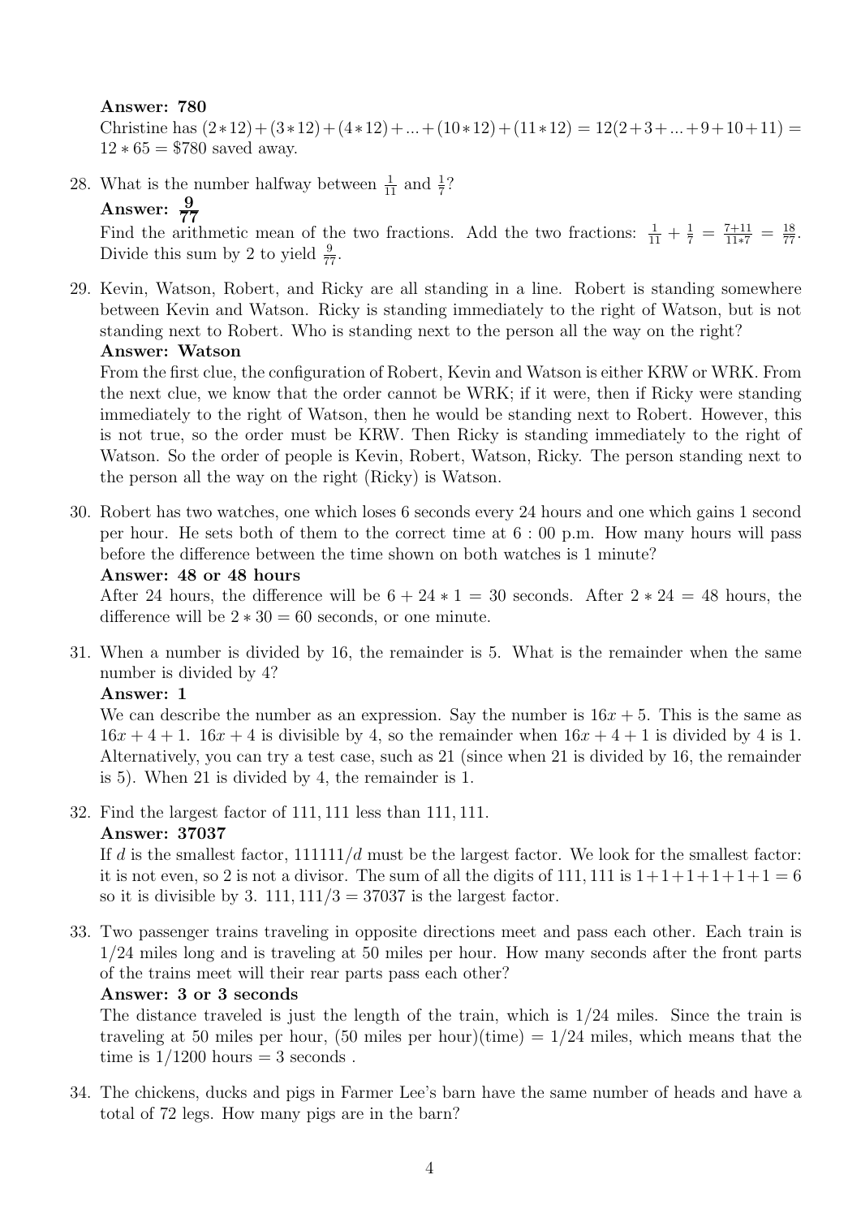**Answer: 780**

Christine has $(2*12)+(3*12)+(4*12)+...+(10*12)+(11*12) = 12(2+3+...+9+10+11) = 12*65 = \$780$ saved away.

28. What is the number halfway between $\frac{1}{11}$ and $\frac{1}{7}$?

    **Answer: $\mathbf{\frac{9}{77}}$**

    Find the arithmetic mean of the two fractions. Add the two fractions: $\frac{1}{11} + \frac{1}{7} = \frac{7+11}{11*7} = \frac{18}{77}$. Divide this sum by 2 to yield $\frac{9}{77}$.

29. Kevin, Watson, Robert, and Ricky are all standing in a line. Robert is standing somewhere between Kevin and Watson. Ricky is standing immediately to the right of Watson, but is not standing next to Robert. Who is standing next to the person all the way on the right?

    **Answer: Watson**

    From the first clue, the configuration of Robert, Kevin and Watson is either KRW or WRK. From the next clue, we know that the order cannot be WRK; if it were, then if Ricky were standing immediately to the right of Watson, then he would be standing next to Robert. However, this is not true, so the order must be KRW. Then Ricky is standing immediately to the right of Watson. So the order of people is Kevin, Robert, Watson, Ricky. The person standing next to the person all the way on the right (Ricky) is Watson.

30. Robert has two watches, one which loses 6 seconds every 24 hours and one which gains 1 second per hour. He sets both of them to the correct time at 6 : 00 p.m. How many hours will pass before the difference between the time shown on both watches is 1 minute?

    **Answer: 48 or 48 hours**

    After 24 hours, the difference will be $6 + 24 * 1 = 30$ seconds. After $2 * 24 = 48$ hours, the difference will be $2 * 30 = 60$ seconds, or one minute.

31. When a number is divided by 16, the remainder is 5. What is the remainder when the same number is divided by 4?

    **Answer: 1**

    We can describe the number as an expression. Say the number is $16x + 5$. This is the same as $16x + 4 + 1$. $16x + 4$ is divisible by 4, so the remainder when $16x + 4 + 1$ is divided by 4 is 1. Alternatively, you can try a test case, such as 21 (since when 21 is divided by 16, the remainder is 5). When 21 is divided by 4, the remainder is 1.

32. Find the largest factor of 111,111 less than 111,111.

    **Answer: 37037**

    If $d$ is the smallest factor, $111111/d$ must be the largest factor. We look for the smallest factor: it is not even, so 2 is not a divisor. The sum of all the digits of 111,111 is $1+1+1+1+1+1 = 6$ so it is divisible by 3. $111,111/3 = 37037$ is the largest factor.

33. Two passenger trains traveling in opposite directions meet and pass each other. Each train is $1/24$ miles long and is traveling at 50 miles per hour. How many seconds after the front parts of the trains meet will their rear parts pass each other?

    **Answer: 3 or 3 seconds**

    The distance traveled is just the length of the train, which is $1/24$ miles. Since the train is traveling at 50 miles per hour, (50 miles per hour)(time) $= 1/24$ miles, which means that the time is $1/1200$ hours $= 3$ seconds .

34. The chickens, ducks and pigs in Farmer Lee's barn have the same number of heads and have a total of 72 legs. How many pigs are in the barn?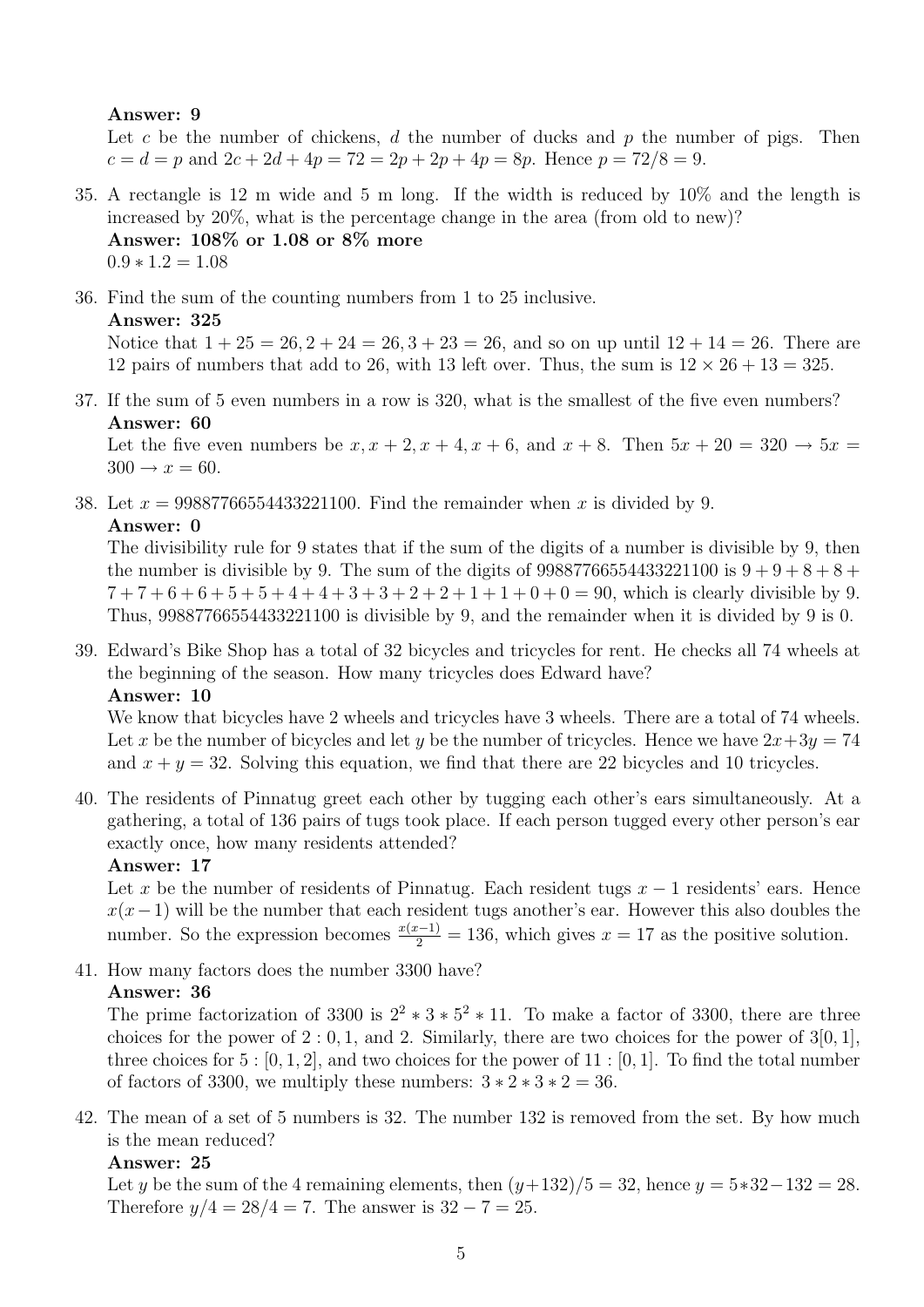**Answer: 9**

Let $c$ be the number of chickens, $d$ the number of ducks and $p$ the number of pigs. Then $c = d = p$ and $2c + 2d + 4p = 72 = 2p + 2p + 4p = 8p$. Hence $p = 72/8 = 9$.

35. A rectangle is 12 m wide and 5 m long. If the width is reduced by 10% and the length is increased by 20%, what is the percentage change in the area (from old to new)?

    **Answer: 108% or 1.08 or 8% more**

    $0.9 * 1.2 = 1.08$

36. Find the sum of the counting numbers from 1 to 25 inclusive.

    **Answer: 325**

    Notice that $1 + 25 = 26, 2 + 24 = 26, 3 + 23 = 26$, and so on up until $12 + 14 = 26$. There are 12 pairs of numbers that add to 26, with 13 left over. Thus, the sum is $12 \times 26 + 13 = 325$.

37. If the sum of 5 even numbers in a row is 320, what is the smallest of the five even numbers?

    **Answer: 60**

    Let the five even numbers be $x, x + 2, x + 4, x + 6$, and $x + 8$. Then $5x + 20 = 320 \rightarrow 5x = 300 \rightarrow x = 60$.

38. Let $x = 99887766554433221100$. Find the remainder when $x$ is divided by 9.

    **Answer: 0**

    The divisibility rule for 9 states that if the sum of the digits of a number is divisible by 9, then the number is divisible by 9. The sum of the digits of 99887766554433221100 is $9 + 9 + 8 + 8 + 7 + 7 + 6 + 6 + 5 + 5 + 4 + 4 + 3 + 3 + 2 + 2 + 1 + 1 + 0 + 0 = 90$, which is clearly divisible by 9. Thus, 99887766554433221100 is divisible by 9, and the remainder when it is divided by 9 is 0.

39. Edward's Bike Shop has a total of 32 bicycles and tricycles for rent. He checks all 74 wheels at the beginning of the season. How many tricycles does Edward have?

    **Answer: 10**

    We know that bicycles have 2 wheels and tricycles have 3 wheels. There are a total of 74 wheels. Let $x$ be the number of bicycles and let $y$ be the number of tricycles. Hence we have $2x+3y = 74$ and $x + y = 32$. Solving this equation, we find that there are 22 bicycles and 10 tricycles.

40. The residents of Pinnatug greet each other by tugging each other's ears simultaneously. At a gathering, a total of 136 pairs of tugs took place. If each person tugged every other person's ear exactly once, how many residents attended?

    **Answer: 17**

    Let $x$ be the number of residents of Pinnatug. Each resident tugs $x - 1$ residents' ears. Hence $x(x-1)$ will be the number that each resident tugs another's ear. However this also doubles the number. So the expression becomes $\frac{x(x-1)}{2} = 136$, which gives $x = 17$ as the positive solution.

41. How many factors does the number 3300 have?

    **Answer: 36**

    The prime factorization of 3300 is $2^2 * 3 * 5^2 * 11$. To make a factor of 3300, there are three choices for the power of $2 : 0, 1$, and 2. Similarly, there are two choices for the power of $3[0, 1]$, three choices for $5 : [0, 1, 2]$, and two choices for the power of $11 : [0, 1]$. To find the total number of factors of 3300, we multiply these numbers: $3 * 2 * 3 * 2 = 36$.

42. The mean of a set of 5 numbers is 32. The number 132 is removed from the set. By how much is the mean reduced?

    **Answer: 25**

    Let $y$ be the sum of the 4 remaining elements, then $(y+132)/5 = 32$, hence $y = 5*32-132 = 28$. Therefore $y/4 = 28/4 = 7$. The answer is $32 - 7 = 25$.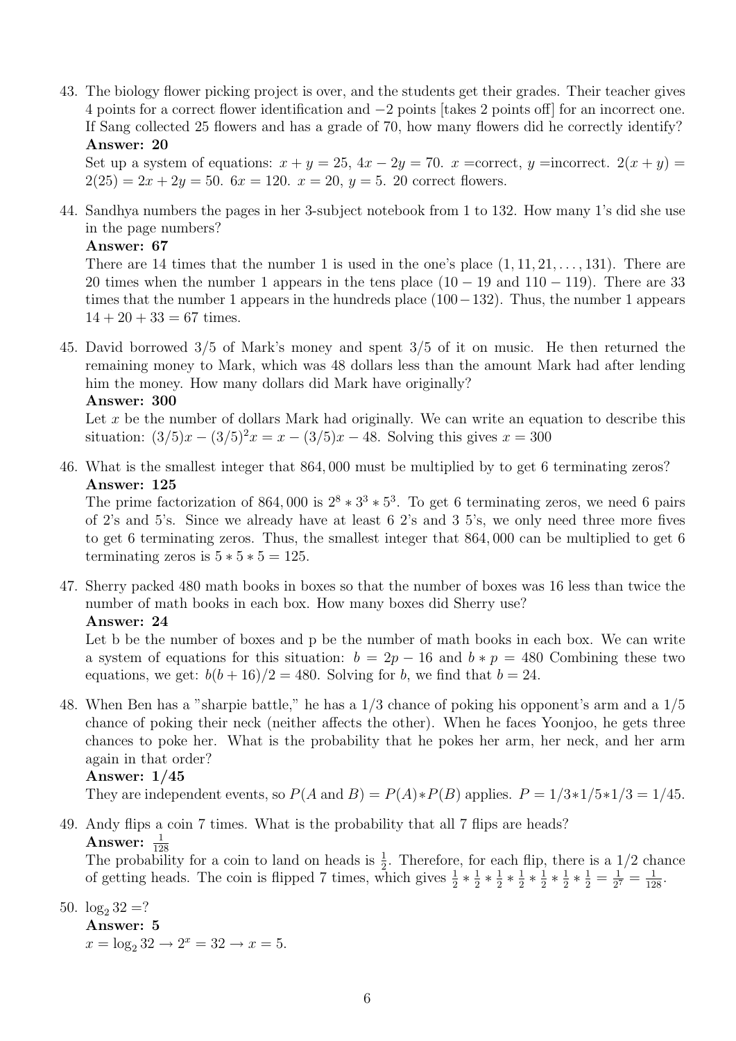43. The biology flower picking project is over, and the students get their grades. Their teacher gives 4 points for a correct flower identification and $-2$ points [takes 2 points off] for an incorrect one. If Sang collected 25 flowers and has a grade of 70, how many flowers did he correctly identify?
**Answer: 20**
Set up a system of equations: $x + y = 25$, $4x - 2y = 70$. $x =$correct, $y =$incorrect. $2(x + y) = 2(25) = 2x + 2y = 50$. $6x = 120$. $x = 20$, $y = 5$. 20 correct flowers.

44. Sandhya numbers the pages in her 3-subject notebook from 1 to 132. How many 1's did she use in the page numbers?
**Answer: 67**
There are 14 times that the number 1 is used in the one's place $(1, 11, 21, \ldots, 131)$. There are 20 times when the number 1 appears in the tens place $(10 - 19$ and $110 - 119)$. There are 33 times that the number 1 appears in the hundreds place $(100 - 132)$. Thus, the number 1 appears $14 + 20 + 33 = 67$ times.

45. David borrowed 3/5 of Mark's money and spent 3/5 of it on music. He then returned the remaining money to Mark, which was 48 dollars less than the amount Mark had after lending him the money. How many dollars did Mark have originally?
**Answer: 300**
Let $x$ be the number of dollars Mark had originally. We can write an equation to describe this situation: $(3/5)x - (3/5)^2x = x - (3/5)x - 48$. Solving this gives $x = 300$

46. What is the smallest integer that 864,000 must be multiplied by to get 6 terminating zeros?
**Answer: 125**
The prime factorization of 864,000 is $2^8 * 3^3 * 5^3$. To get 6 terminating zeros, we need 6 pairs of 2's and 5's. Since we already have at least 6 2's and 3 5's, we only need three more fives to get 6 terminating zeros. Thus, the smallest integer that 864,000 can be multiplied to get 6 terminating zeros is $5 * 5 * 5 = 125$.

47. Sherry packed 480 math books in boxes so that the number of boxes was 16 less than twice the number of math books in each box. How many boxes did Sherry use?
**Answer: 24**
Let b be the number of boxes and p be the number of math books in each box. We can write a system of equations for this situation: $b = 2p - 16$ and $b * p = 480$ Combining these two equations, we get: $b(b + 16)/2 = 480$. Solving for $b$, we find that $b = 24$.

48. When Ben has a "sharpie battle," he has a 1/3 chance of poking his opponent's arm and a 1/5 chance of poking their neck (neither affects the other). When he faces Yoonjoo, he gets three chances to poke her. What is the probability that he pokes her arm, her neck, and her arm again in that order?
**Answer: 1/45**
They are independent events, so $P(A \text{ and } B) = P(A) * P(B)$ applies. $P = 1/3 * 1/5 * 1/3 = 1/45$.

49. Andy flips a coin 7 times. What is the probability that all 7 flips are heads?
**Answer:** $\frac{1}{128}$
The probability for a coin to land on heads is $\frac{1}{2}$. Therefore, for each flip, there is a 1/2 chance of getting heads. The coin is flipped 7 times, which gives $\frac{1}{2} * \frac{1}{2} * \frac{1}{2} * \frac{1}{2} * \frac{1}{2} * \frac{1}{2} * \frac{1}{2} = \frac{1}{2^7} = \frac{1}{128}$.

50. $\log_2 32 =$?
**Answer: 5**
$x = \log_2 32 \rightarrow 2^x = 32 \rightarrow x = 5$.